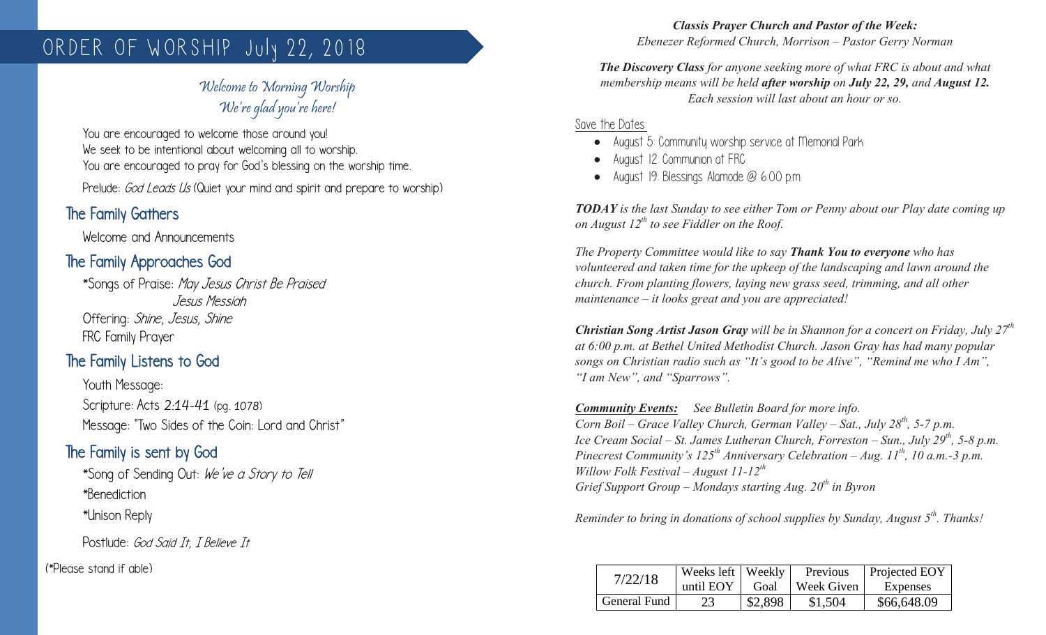# ORDER OF WORSHIP July 22, 2018

*Welcome to Morning Worship*
*We're glad you're here!*

You are encouraged to welcome those around you!
We seek to be intentional about welcoming all to worship.
You are encouraged to pray for God's blessing on the worship time.

Prelude: *God Leads Us* (Quiet your mind and spirit and prepare to worship)

## The Family Gathers

Welcome and Announcements

## The Family Approaches God

*Songs of Praise: *May Jesus Christ Be Praised*
*Jesus Messiah*
Offering: *Shine, Jesus, Shine*
FRC Family Prayer

## The Family Listens to God

Youth Message:
Scripture: Acts 2:14-41 (pg. 1078)
Message: "Two Sides of the Coin: Lord and Christ"

## The Family is sent by God

*Song of Sending Out: *We've a Story to Tell*
*Benediction
*Unison Reply

Postlude: *God Said It, I Believe It*

(*Please stand if able)

***Classis Prayer Church and Pastor of the Week:***
*Ebenezer Reformed Church, Morrison – Pastor Gerry Norman*

***The Discovery Class** for anyone seeking more of what FRC is about and what membership means will be held **after worship** on **July 22, 29,** and **August 12.** Each session will last about an hour or so.*

Save the Dates:

- August 5: Community worship service at Memorial Park
- August 12: Communion at FRC
- August 19: Blessings Alamode @ 6:00 p.m.

***TODAY** is the last Sunday to see either Tom or Penny about our Play date coming up on August 12th to see Fiddler on the Roof.*

*The Property Committee would like to say **Thank You to everyone** who has volunteered and taken time for the upkeep of the landscaping and lawn around the church. From planting flowers, laying new grass seed, trimming, and all other maintenance – it looks great and you are appreciated!*

***Christian Song Artist Jason Gray** will be in Shannon for a concert on Friday, July 27th at 6:00 p.m. at Bethel United Methodist Church. Jason Gray has had many popular songs on Christian radio such as "It's good to be Alive", "Remind me who I Am", "I am New", and "Sparrows".*

***Community Events:*** *See Bulletin Board for more info.*
*Corn Boil – Grace Valley Church, German Valley – Sat., July 28th, 5-7 p.m.*
*Ice Cream Social – St. James Lutheran Church, Forreston – Sun., July 29th, 5-8 p.m.*
*Pinecrest Community's 125th Anniversary Celebration – Aug. 11th, 10 a.m.-3 p.m.*
*Willow Folk Festival – August 11-12th*
*Grief Support Group – Mondays starting Aug. 20th in Byron*

*Reminder to bring in donations of school supplies by Sunday, August 5th. Thanks!*

| 7/22/18 | Weeks left until EOY | Weekly Goal | Previous Week Given | Projected EOY Expenses |
|---|---|---|---|---|
| General Fund | 23 | $2,898 | $1,504 | $66,648.09 |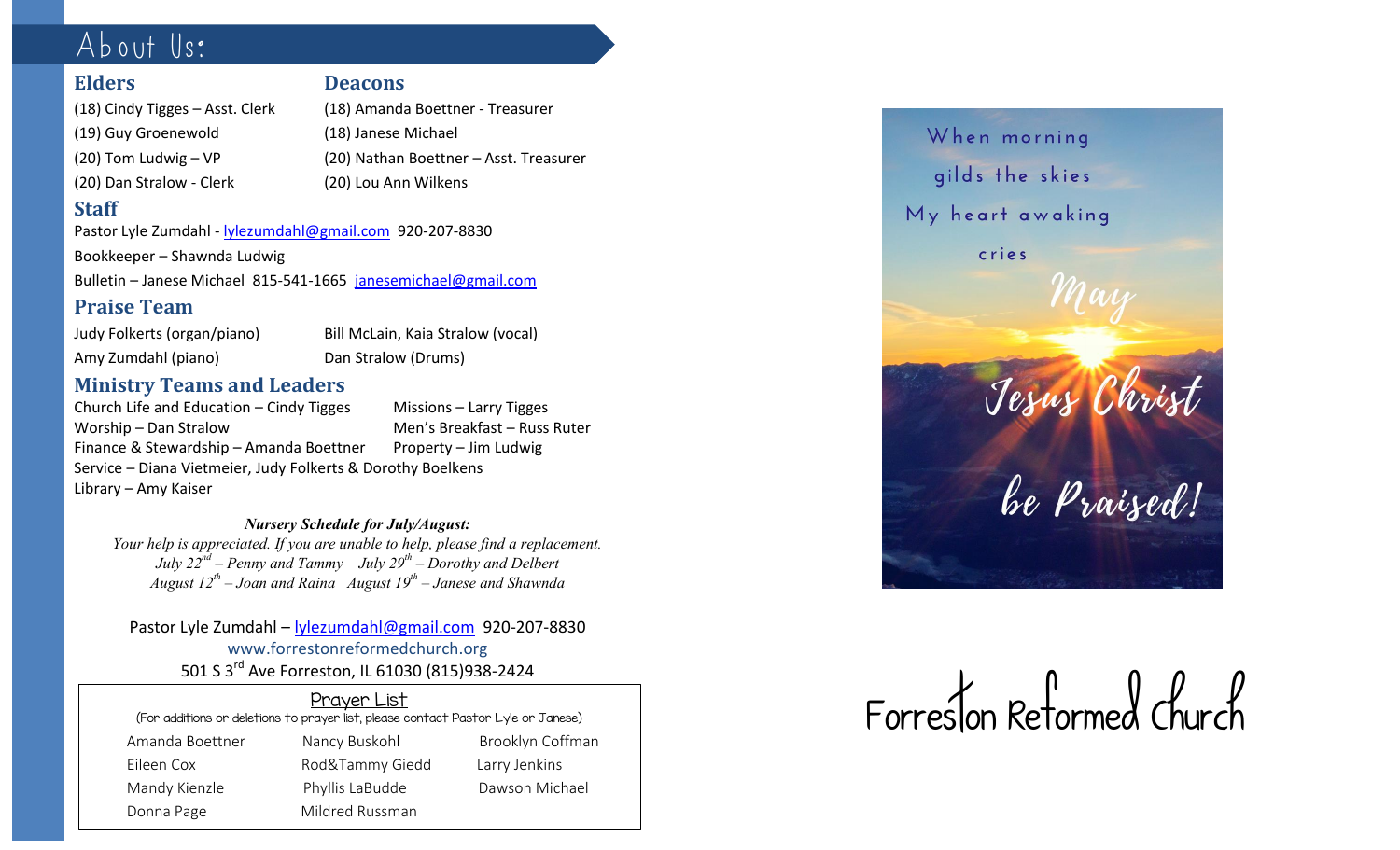# About Us:

## Elders

(18) Cindy Tigges – Asst. Clerk
(19) Guy Groenewold
(20) Tom Ludwig – VP
(20) Dan Stralow - Clerk

## Deacons

(18) Amanda Boettner - Treasurer
(18) Janese Michael
(20) Nathan Boettner – Asst. Treasurer
(20) Lou Ann Wilkens

## Staff

Pastor Lyle Zumdahl - lylezumdahl@gmail.com 920-207-8830

Bookkeeper – Shawnda Ludwig

Bulletin – Janese Michael 815-541-1665 janesemichael@gmail.com

## Praise Team

Judy Folkerts (organ/piano)
Amy Zumdahl (piano)
Bill McLain, Kaia Stralow (vocal)
Dan Stralow (Drums)

## Ministry Teams and Leaders

Church Life and Education – Cindy Tigges
Worship – Dan Stralow
Finance & Stewardship – Amanda Boettner
Service – Diana Vietmeier, Judy Folkerts & Dorothy Boelkens
Library – Amy Kaiser
Missions – Larry Tigges
Men's Breakfast – Russ Ruter
Property – Jim Ludwig

***Nursery Schedule for July/August:***

*Your help is appreciated. If you are unable to help, please find a replacement.*
*July 22nd – Penny and Tammy July 29th – Dorothy and Delbert*
*August 12th – Joan and Raina August 19th – Janese and Shawnda*

Pastor Lyle Zumdahl – lylezumdahl@gmail.com 920-207-8830
www.forrestonreformedchurch.org
501 S 3rd Ave Forreston, IL 61030 (815)938-2424

## Prayer List

(For additions or deletions to prayer list, please contact Pastor Lyle or Janese)

| | | |
|---|---|---|
| Amanda Boettner | Nancy Buskohl | Brooklyn Coffman |
| Eileen Cox | Rod&Tammy Giedd | Larry Jenkins |
| Mandy Kienzle | Phyllis LaBudde | Dawson Michael |
| Donna Page | Mildred Russman | |

When morning gilds the skies
My heart awaking cries
May Jesus Christ be Praised!

# Forreston Reformed Church